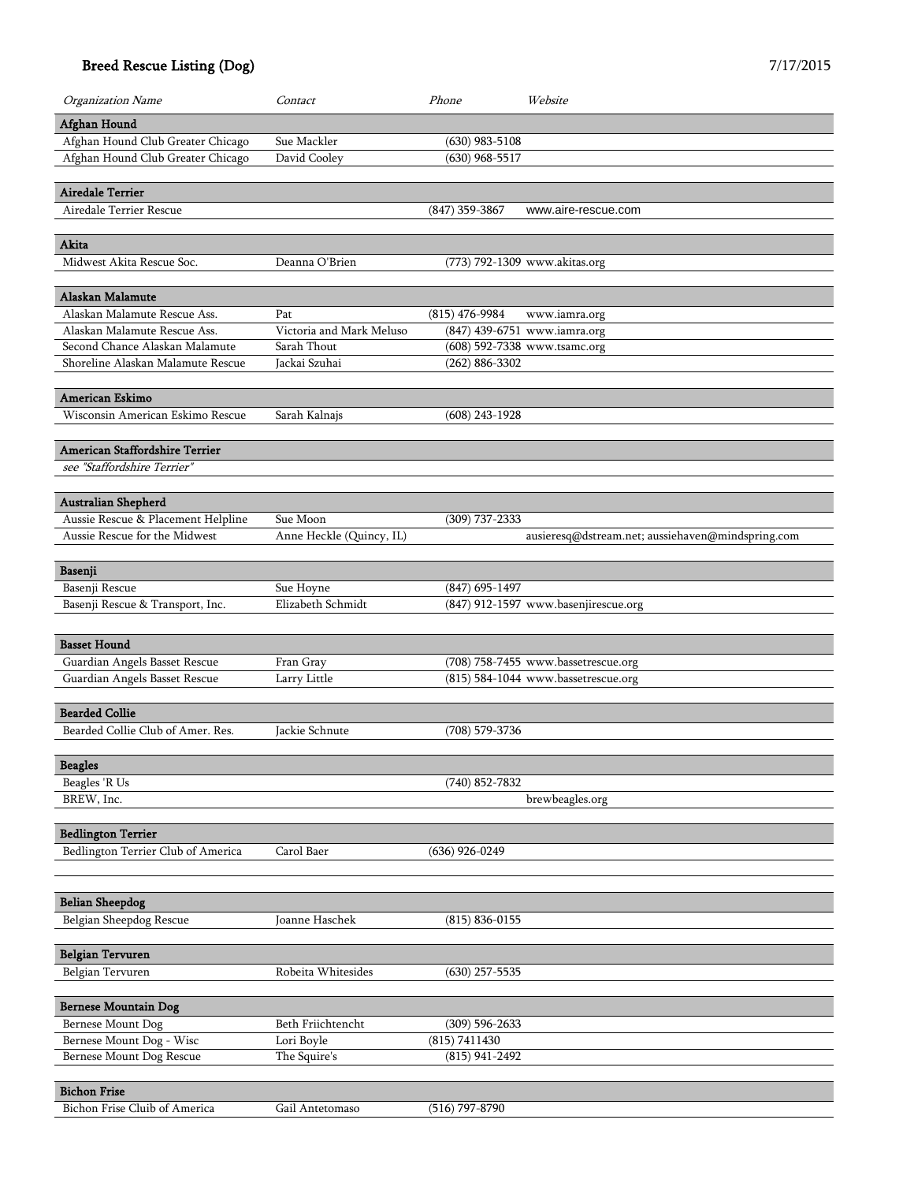# Breed Rescue Listing (Dog)

7/17/2015

| *Organization Name* | *Contact* | *Phone* | *Website* |
|---|---|---|---|
| **Afghan Hound** | | | |
| Afghan Hound Club Greater Chicago | Sue Mackler | (630) 983-5108 | |
| Afghan Hound Club Greater Chicago | David Cooley | (630) 968-5517 | |
| **Airedale Terrier** | | | |
| Airedale Terrier Rescue | | (847) 359-3867 | www.aire-rescue.com |
| **Akita** | | | |
| Midwest Akita Rescue Soc. | Deanna O'Brien | (773) 792-1309 | www.akitas.org |
| **Alaskan Malamute** | | | |
| Alaskan Malamute Rescue Ass. | Pat | (815) 476-9984 | www.iamra.org |
| Alaskan Malamute Rescue Ass. | Victoria and Mark Meluso | (847) 439-6751 | www.iamra.org |
| Second Chance Alaskan Malamute | Sarah Thout | (608) 592-7338 | www.tsamc.org |
| Shoreline Alaskan Malamute Rescue | Jackai Szuhai | (262) 886-3302 | |
| **American Eskimo** | | | |
| Wisconsin American Eskimo Rescue | Sarah Kalnajs | (608) 243-1928 | |
| **American Staffordshire Terrier** | | | |
| *see "Staffordshire Terrier"* | | | |
| **Australian Shepherd** | | | |
| Aussie Rescue & Placement Helpline | Sue Moon | (309) 737-2333 | |
| Aussie Rescue for the Midwest | Anne Heckle (Quincy, IL) | | ausieresq@dstream.net; aussiehaven@mindspring.com |
| **Basenji** | | | |
| Basenji Rescue | Sue Hoyne | (847) 695-1497 | |
| Basenji Rescue & Transport, Inc. | Elizabeth Schmidt | (847) 912-1597 | www.basenjirescue.org |
| **Basset Hound** | | | |
| Guardian Angels Basset Rescue | Fran Gray | (708) 758-7455 | www.bassetrescue.org |
| Guardian Angels Basset Rescue | Larry Little | (815) 584-1044 | www.bassetrescue.org |
| **Bearded Collie** | | | |
| Bearded Collie Club of Amer. Res. | Jackie Schnute | (708) 579-3736 | |
| **Beagles** | | | |
| Beagles 'R Us | | (740) 852-7832 | |
| BREW, Inc. | | | brewbeagles.org |
| **Bedlington Terrier** | | | |
| Bedlington Terrier Club of America | Carol Baer | (636) 926-0249 | |
| **Belian Sheepdog** | | | |
| Belgian Sheepdog Rescue | Joanne Haschek | (815) 836-0155 | |
| **Belgian Tervuren** | | | |
| Belgian Tervuren | Robeita Whitesides | (630) 257-5535 | |
| **Bernese Mountain Dog** | | | |
| Bernese Mount Dog | Beth Friichtencht | (309) 596-2633 | |
| Bernese Mount Dog - Wisc | Lori Boyle | (815) 7411430 | |
| Bernese Mount Dog Rescue | The Squire's | (815) 941-2492 | |
| **Bichon Frise** | | | |
| Bichon Frise Cluib of America | Gail Antetomaso | (516) 797-8790 | |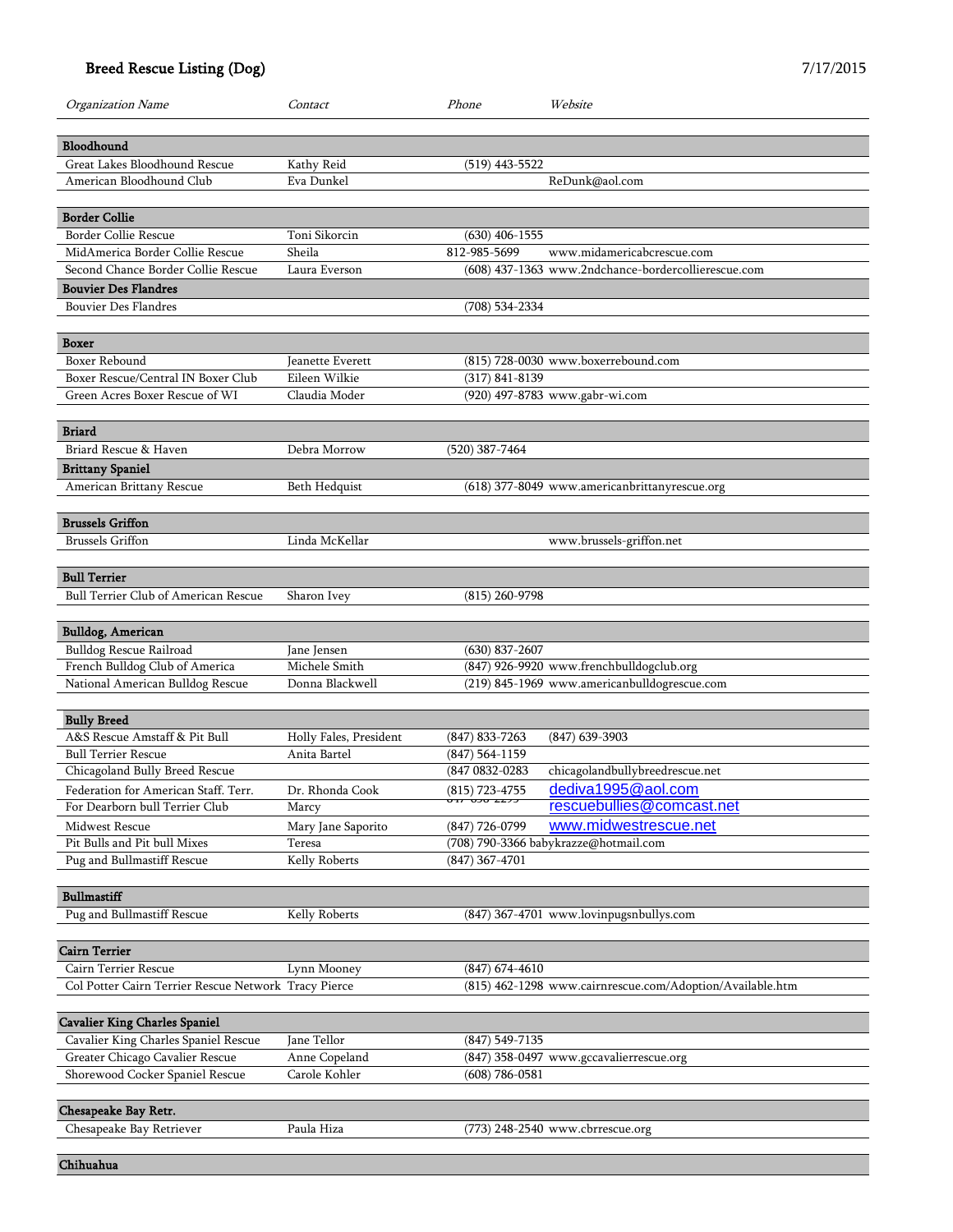## Breed Rescue Listing (Dog)

7/17/2015

| *Organization Name* | *Contact* | *Phone* | *Website* |
|---|---|---|---|
| **Bloodhound** | | | |
| Great Lakes Bloodhound Rescue | Kathy Reid | (519) 443-5522 | |
| American Bloodhound Club | Eva Dunkel | | ReDunk@aol.com |
| **Border Collie** | | | |
| Border Collie Rescue | Toni Sikorcin | (630) 406-1555 | |
| MidAmerica Border Collie Rescue | Sheila | 812-985-5699 | www.midamericabcrescue.com |
| Second Chance Border Collie Rescue | Laura Everson | (608) 437-1363 | www.2ndchance-bordercollierescue.com |
| **Bouvier Des Flandres** | | | |
| Bouvier Des Flandres | | (708) 534-2334 | |
| **Boxer** | | | |
| Boxer Rebound | Jeanette Everett | (815) 728-0030 | www.boxerrebound.com |
| Boxer Rescue/Central IN Boxer Club | Eileen Wilkie | (317) 841-8139 | |
| Green Acres Boxer Rescue of WI | Claudia Moder | (920) 497-8783 | www.gabr-wi.com |
| **Briard** | | | |
| Briard Rescue & Haven | Debra Morrow | (520) 387-7464 | |
| **Brittany Spaniel** | | | |
| American Brittany Rescue | Beth Hedquist | (618) 377-8049 | www.americanbrittanyrescue.org |
| **Brussels Griffon** | | | |
| Brussels Griffon | Linda McKellar | | www.brussels-griffon.net |
| **Bull Terrier** | | | |
| Bull Terrier Club of American Rescue | Sharon Ivey | (815) 260-9798 | |
| **Bulldog, American** | | | |
| Bulldog Rescue Railroad | Jane Jensen | (630) 837-2607 | |
| French Bulldog Club of America | Michele Smith | (847) 926-9920 | www.frenchbulldogclub.org |
| National American Bulldog Rescue | Donna Blackwell | (219) 845-1969 | www.americanbulldogrescue.com |
| **Bully Breed** | | | |
| A&S Rescue Amstaff & Pit Bull | Holly Fales, President | (847) 833-7263 | (847) 639-3903 |
| Bull Terrier Rescue | Anita Bartel | (847) 564-1159 | |
| Chicagoland Bully Breed Rescue | | (847 0832-0283 | chicagolandbullybreedrescue.net |
| Federation for American Staff. Terr. | Dr. Rhonda Cook | (815) 723-4755 | dediva1995@aol.com |
| For Dearborn bull Terrier Club | Marcy | 847 658 2295 | rescuebullies@comcast.net |
| Midwest Rescue | Mary Jane Saporito | (847) 726-0799 | www.midwestrescue.net |
| Pit Bulls and Pit bull Mixes | Teresa | (708) 790-3366 | babykrazze@hotmail.com |
| Pug and Bullmastiff Rescue | Kelly Roberts | (847) 367-4701 | |
| **Bullmastiff** | | | |
| Pug and Bullmastiff Rescue | Kelly Roberts | (847) 367-4701 | www.lovinpugsnbullys.com |
| **Cairn Terrier** | | | |
| Cairn Terrier Rescue | Lynn Mooney | (847) 674-4610 | |
| Col Potter Cairn Terrier Rescue Network | Tracy Pierce | (815) 462-1298 | www.cairnrescue.com/Adoption/Available.htm |
| **Cavalier King Charles Spaniel** | | | |
| Cavalier King Charles Spaniel Rescue | Jane Tellor | (847) 549-7135 | |
| Greater Chicago Cavalier Rescue | Anne Copeland | (847) 358-0497 | www.gccavalierrescue.org |
| Shorewood Cocker Spaniel Rescue | Carole Kohler | (608) 786-0581 | |
| **Chesapeake Bay Retr.** | | | |
| Chesapeake Bay Retriever | Paula Hiza | (773) 248-2540 | www.cbrrescue.org |
| **Chihuahua** | | | |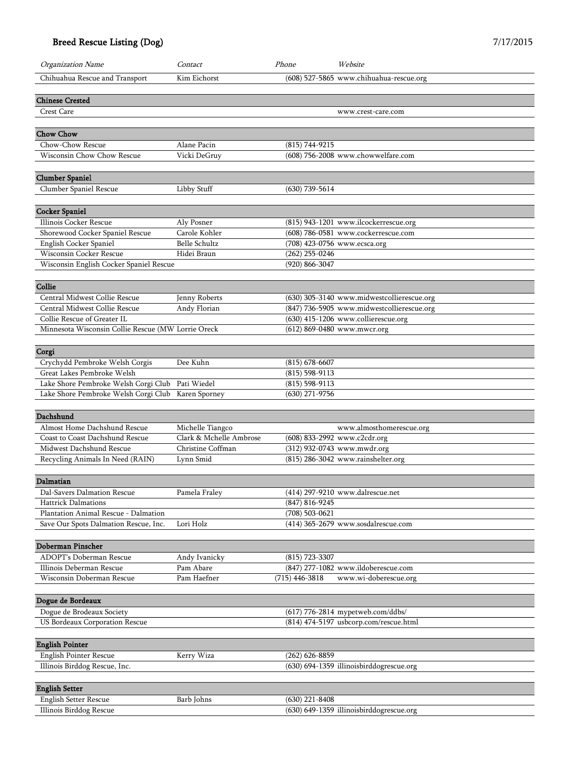## Breed Rescue Listing (Dog)

7/17/2015

| *Organization Name* | *Contact* | *Phone* | *Website* |
|---|---|---|---|
| Chihuahua Rescue and Transport | Kim Eichorst | (608) 527-5865 | www.chihuahua-rescue.org |
| **Chinese Crested** | | | |
| Crest Care | | | www.crest-care.com |
| **Chow Chow** | | | |
| Chow-Chow Rescue | Alane Pacin | (815) 744-9215 | |
| Wisconsin Chow Chow Rescue | Vicki DeGruy | (608) 756-2008 | www.chowwelfare.com |
| **Clumber Spaniel** | | | |
| Clumber Spaniel Rescue | Libby Stuff | (630) 739-5614 | |
| **Cocker Spaniel** | | | |
| Illinois Cocker Rescue | Aly Posner | (815) 943-1201 | www.ilcockerrescue.org |
| Shorewood Cocker Spaniel Rescue | Carole Kohler | (608) 786-0581 | www.cockerrescue.com |
| English Cocker Spaniel | Belle Schultz | (708) 423-0756 | www.ecsca.org |
| Wisconsin Cocker Rescue | Hidei Braun | (262) 255-0246 | |
| Wisconsin English Cocker Spaniel Rescue | | (920) 866-3047 | |
| **Collie** | | | |
| Central Midwest Collie Rescue | Jenny Roberts | (630) 305-3140 | www.midwestcollierescue.org |
| Central Midwest Collie Rescue | Andy Florian | (847) 736-5905 | www.midwestcollierescue.org |
| Collie Rescue of Greater IL | | (630) 415-1206 | www.collierescue.org |
| Minnesota Wisconsin Collie Rescue (MW | Lorrie Oreck | (612) 869-0480 | www.mwcr.org |
| **Corgi** | | | |
| Crychydd Pembroke Welsh Corgis | Dee Kuhn | (815) 678-6607 | |
| Great Lakes Pembroke Welsh | | (815) 598-9113 | |
| Lake Shore Pembroke Welsh Corgi Club | Pati Wiedel | (815) 598-9113 | |
| Lake Shore Pembroke Welsh Corgi Club | Karen Sporney | (630) 271-9756 | |
| **Dachshund** | | | |
| Almost Home Dachshund Rescue | Michelle Tiangco | | www.almosthomerescue.org |
| Coast to Coast Dachshund Rescue | Clark & Mchelle Ambrose | (608) 833-2992 | www.c2cdr.org |
| Midwest Dachshund Rescue | Christine Coffman | (312) 932-0743 | www.mwdr.org |
| Recycling Animals In Need (RAIN) | Lynn Smid | (815) 286-3042 | www.rainshelter.org |
| **Dalmatian** | | | |
| Dal-Savers Dalmation Rescue | Pamela Fraley | (414) 297-9210 | www.dalrescue.net |
| Hattrick Dalmations | | (847) 816-9245 | |
| Plantation Animal Rescue - Dalmation | | (708) 503-0621 | |
| Save Our Spots Dalmation Rescue, Inc. | Lori Holz | (414) 365-2679 | www.sosdalrescue.com |
| **Doberman Pinscher** | | | |
| ADOPT's Doberman Rescue | Andy Ivanicky | (815) 723-3307 | |
| Illinois Deberman Rescue | Pam Abare | (847) 277-1082 | www.ildoberescue.com |
| Wisconsin Doberman Rescue | Pam Haefner | (715) 446-3818 | www.wi-doberescue.org |
| **Dogue de Bordeaux** | | | |
| Dogue de Brodeaux Society | | (617) 776-2814 | mypetweb.com/ddbs/ |
| US Bordeaux Corporation Rescue | | (814) 474-5197 | usbcorp.com/rescue.html |
| **English Pointer** | | | |
| English Pointer Rescue | Kerry Wiza | (262) 626-8859 | |
| Illinois Birddog Rescue, Inc. | | (630) 694-1359 | illinoisbirddogrescue.org |
| **English Setter** | | | |
| English Setter Rescue | Barb Johns | (630) 221-8408 | |
| Illinois Birddog Rescue | | (630) 649-1359 | illinoisbirddogrescue.org |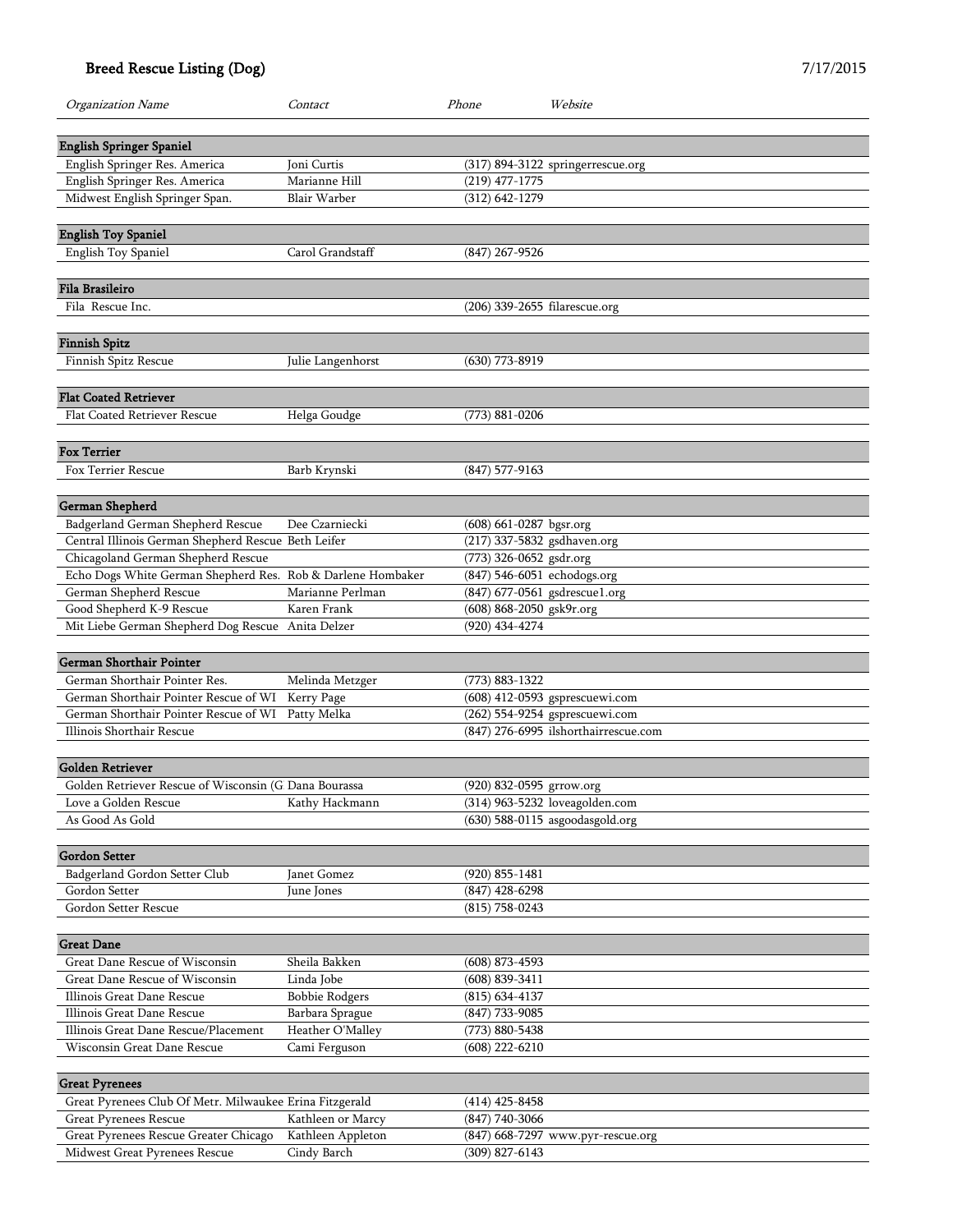# Breed Rescue Listing (Dog)

7/17/2015

| *Organization Name* | *Contact* | *Phone* | *Website* |
|---|---|---|---|
| **English Springer Spaniel** | | | |
| English Springer Res. America | Joni Curtis | (317) 894-3122 | springerrescue.org |
| English Springer Res. America | Marianne Hill | (219) 477-1775 | |
| Midwest English Springer Span. | Blair Warber | (312) 642-1279 | |
| **English Toy Spaniel** | | | |
| English Toy Spaniel | Carol Grandstaff | (847) 267-9526 | |
| **Fila Brasileiro** | | | |
| Fila Rescue Inc. | | (206) 339-2655 | filarescue.org |
| **Finnish Spitz** | | | |
| Finnish Spitz Rescue | Julie Langenhorst | (630) 773-8919 | |
| **Flat Coated Retriever** | | | |
| Flat Coated Retriever Rescue | Helga Goudge | (773) 881-0206 | |
| **Fox Terrier** | | | |
| Fox Terrier Rescue | Barb Krynski | (847) 577-9163 | |
| **German Shepherd** | | | |
| Badgerland German Shepherd Rescue | Dee Czarniecki | (608) 661-0287 | bgsr.org |
| Central Illinois German Shepherd Rescue | Beth Leifer | (217) 337-5832 | gsdhaven.org |
| Chicagoland German Shepherd Rescue | | (773) 326-0652 | gsdr.org |
| Echo Dogs White German Shepherd Res. | Rob & Darlene Hombaker | (847) 546-6051 | echodogs.org |
| German Shepherd Rescue | Marianne Perlman | (847) 677-0561 | gsdrescue1.org |
| Good Shepherd K-9 Rescue | Karen Frank | (608) 868-2050 | gsk9r.org |
| Mit Liebe German Shepherd Dog Rescue | Anita Delzer | (920) 434-4274 | |
| **German Shorthair Pointer** | | | |
| German Shorthair Pointer Res. | Melinda Metzger | (773) 883-1322 | |
| German Shorthair Pointer Rescue of WI | Kerry Page | (608) 412-0593 | gsprescuewi.com |
| German Shorthair Pointer Rescue of WI | Patty Melka | (262) 554-9254 | gsprescuewi.com |
| Illinois Shorthair Rescue | | (847) 276-6995 | ilshorthairrescue.com |
| **Golden Retriever** | | | |
| Golden Retriever Rescue of Wisconsin (G | Dana Bourassa | (920) 832-0595 | grrow.org |
| Love a Golden Rescue | Kathy Hackmann | (314) 963-5232 | loveagolden.com |
| As Good As Gold | | (630) 588-0115 | asgoodasgold.org |
| **Gordon Setter** | | | |
| Badgerland Gordon Setter Club | Janet Gomez | (920) 855-1481 | |
| Gordon Setter | June Jones | (847) 428-6298 | |
| Gordon Setter Rescue | | (815) 758-0243 | |
| **Great Dane** | | | |
| Great Dane Rescue of Wisconsin | Sheila Bakken | (608) 873-4593 | |
| Great Dane Rescue of Wisconsin | Linda Jobe | (608) 839-3411 | |
| Illinois Great Dane Rescue | Bobbie Rodgers | (815) 634-4137 | |
| Illinois Great Dane Rescue | Barbara Sprague | (847) 733-9085 | |
| Illinois Great Dane Rescue/Placement | Heather O'Malley | (773) 880-5438 | |
| Wisconsin Great Dane Rescue | Cami Ferguson | (608) 222-6210 | |
| **Great Pyrenees** | | | |
| Great Pyrenees Club Of Metr. Milwaukee | Erina Fitzgerald | (414) 425-8458 | |
| Great Pyrenees Rescue | Kathleen or Marcy | (847) 740-3066 | |
| Great Pyrenees Rescue Greater Chicago | Kathleen Appleton | (847) 668-7297 | www.pyr-rescue.org |
| Midwest Great Pyrenees Rescue | Cindy Barch | (309) 827-6143 | |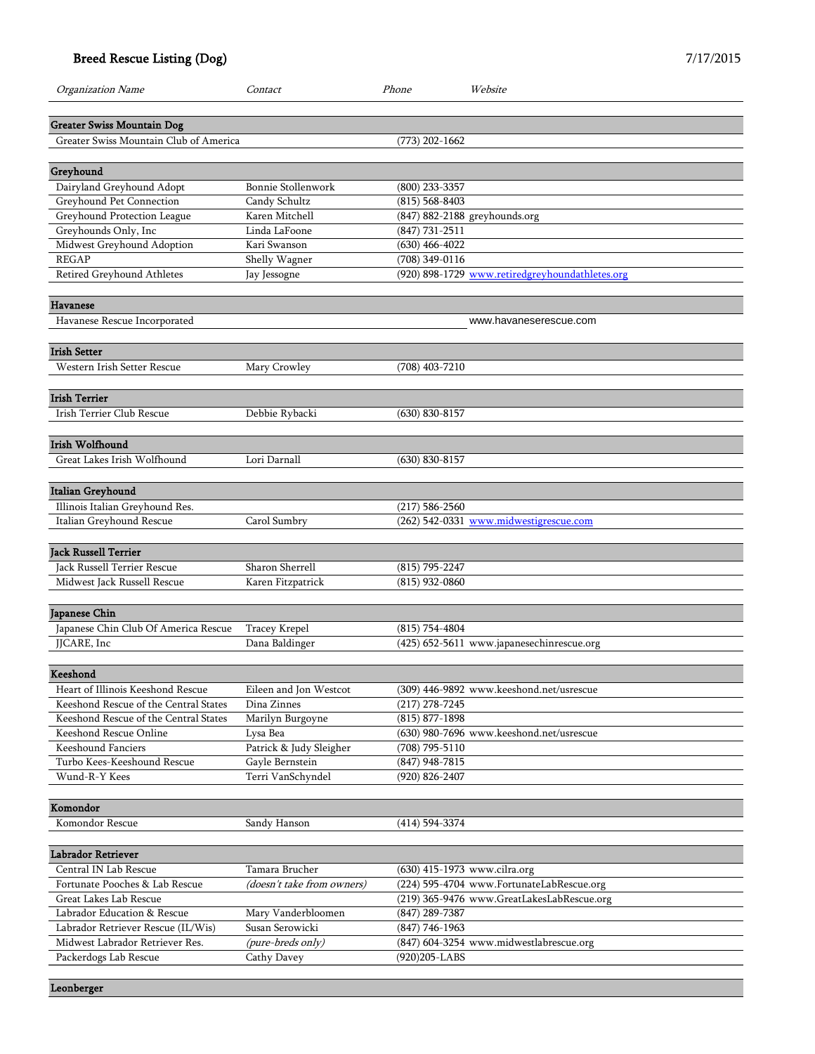# Breed Rescue Listing (Dog)

7/17/2015

| *Organization Name* | *Contact* | *Phone* | *Website* |
|---|---|---|---|
| **Greater Swiss Mountain Dog** | | | |
| Greater Swiss Mountain Club of America | | (773) 202-1662 | |
| **Greyhound** | | | |
| Dairyland Greyhound Adopt | Bonnie Stollenwork | (800) 233-3357 | |
| Greyhound Pet Connection | Candy Schultz | (815) 568-8403 | |
| Greyhound Protection League | Karen Mitchell | (847) 882-2188 | greyhounds.org |
| Greyhounds Only, Inc | Linda LaFoone | (847) 731-2511 | |
| Midwest Greyhound Adoption | Kari Swanson | (630) 466-4022 | |
| REGAP | Shelly Wagner | (708) 349-0116 | |
| Retired Greyhound Athletes | Jay Jessogne | (920) 898-1729 | www.retiredgreyhoundathletes.org |
| **Havanese** | | | |
| Havanese Rescue Incorporated | | | www.havaneserescue.com |
| **Irish Setter** | | | |
| Western Irish Setter Rescue | Mary Crowley | (708) 403-7210 | |
| **Irish Terrier** | | | |
| Irish Terrier Club Rescue | Debbie Rybacki | (630) 830-8157 | |
| **Irish Wolfhound** | | | |
| Great Lakes Irish Wolfhound | Lori Darnall | (630) 830-8157 | |
| **Italian Greyhound** | | | |
| Illinois Italian Greyhound Res. | | (217) 586-2560 | |
| Italian Greyhound Rescue | Carol Sumbry | (262) 542-0331 | www.midwestigrescue.com |
| **Jack Russell Terrier** | | | |
| Jack Russell Terrier Rescue | Sharon Sherrell | (815) 795-2247 | |
| Midwest Jack Russell Rescue | Karen Fitzpatrick | (815) 932-0860 | |
| **Japanese Chin** | | | |
| Japanese Chin Club Of America Rescue | Tracey Krepel | (815) 754-4804 | |
| JJCARE, Inc | Dana Baldinger | (425) 652-5611 | www.japanesechinrescue.org |
| **Keeshond** | | | |
| Heart of Illinois Keeshond Rescue | Eileen and Jon Westcot | (309) 446-9892 | www.keeshond.net/usrescue |
| Keeshond Rescue of the Central States | Dina Zinnes | (217) 278-7245 | |
| Keeshond Rescue of the Central States | Marilyn Burgoyne | (815) 877-1898 | |
| Keeshond Rescue Online | Lysa Bea | (630) 980-7696 | www.keeshond.net/usrescue |
| Keeshound Fanciers | Patrick & Judy Sleigher | (708) 795-5110 | |
| Turbo Kees-Keeshound Rescue | Gayle Bernstein | (847) 948-7815 | |
| Wund-R-Y Kees | Terri VanSchyndel | (920) 826-2407 | |
| **Komondor** | | | |
| Komondor Rescue | Sandy Hanson | (414) 594-3374 | |
| **Labrador Retriever** | | | |
| Central IN Lab Rescue | Tamara Brucher | (630) 415-1973 | www.cilra.org |
| Fortunate Pooches & Lab Rescue | *(doesn't take from owners)* | (224) 595-4704 | www.FortunateLabRescue.org |
| Great Lakes Lab Rescue | | (219) 365-9476 | www.GreatLakesLabRescue.org |
| Labrador Education & Rescue | Mary Vanderbloomen | (847) 289-7387 | |
| Labrador Retriever Rescue (IL/Wis) | Susan Serowicki | (847) 746-1963 | |
| Midwest Labrador Retriever Res. | *(pure-breds only)* | (847) 604-3254 | www.midwestlabrescue.org |
| Packerdogs Lab Rescue | Cathy Davey | (920)205-LABS | |
| **Leonberger** | | | |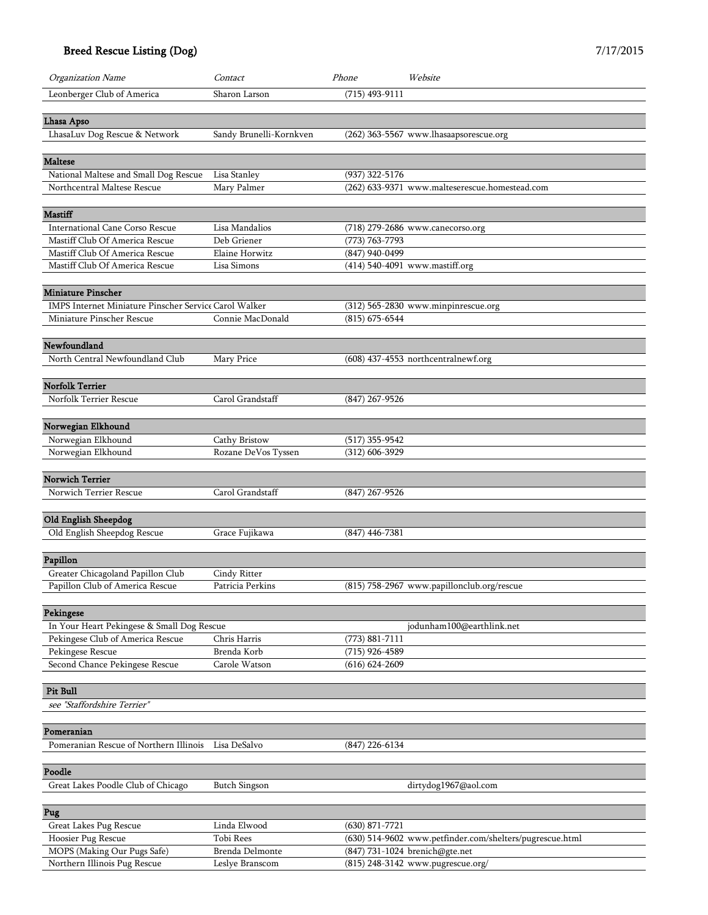## Breed Rescue Listing (Dog)

7/17/2015

| *Organization Name* | *Contact* | *Phone* | *Website* |
|---|---|---|---|
| Leonberger Club of America | Sharon Larson | (715) 493-9111 | |
| **Lhasa Apso** | | | |
| LhasaLuv Dog Rescue & Network | Sandy Brunelli-Kornkven | (262) 363-5567 | www.lhasaapsorescue.org |
| **Maltese** | | | |
| National Maltese and Small Dog Rescue | Lisa Stanley | (937) 322-5176 | |
| Northcentral Maltese Rescue | Mary Palmer | (262) 633-9371 | www.malteserescue.homestead.com |
| **Mastiff** | | | |
| International Cane Corso Rescue | Lisa Mandalios | (718) 279-2686 | www.canecorso.org |
| Mastiff Club Of America Rescue | Deb Griener | (773) 763-7793 | |
| Mastiff Club Of America Rescue | Elaine Horwitz | (847) 940-0499 | |
| Mastiff Club Of America Rescue | Lisa Simons | (414) 540-4091 | www.mastiff.org |
| **Miniature Pinscher** | | | |
| IMPS Internet Miniature Pinscher Service | Carol Walker | (312) 565-2830 | www.minpinrescue.org |
| Miniature Pinscher Rescue | Connie MacDonald | (815) 675-6544 | |
| **Newfoundland** | | | |
| North Central Newfoundland Club | Mary Price | (608) 437-4553 | northcentralnewf.org |
| **Norfolk Terrier** | | | |
| Norfolk Terrier Rescue | Carol Grandstaff | (847) 267-9526 | |
| **Norwegian Elkhound** | | | |
| Norwegian Elkhound | Cathy Bristow | (517) 355-9542 | |
| Norwegian Elkhound | Rozane DeVos Tyssen | (312) 606-3929 | |
| **Norwich Terrier** | | | |
| Norwich Terrier Rescue | Carol Grandstaff | (847) 267-9526 | |
| **Old English Sheepdog** | | | |
| Old English Sheepdog Rescue | Grace Fujikawa | (847) 446-7381 | |
| **Papillon** | | | |
| Greater Chicagoland Papillon Club | Cindy Ritter | | |
| Papillon Club of America Rescue | Patricia Perkins | (815) 758-2967 | www.papillonclub.org/rescue |
| **Pekingese** | | | |
| In Your Heart Pekingese & Small Dog Rescue | | | jodunham100@earthlink.net |
| Pekingese Club of America Rescue | Chris Harris | (773) 881-7111 | |
| Pekingese Rescue | Brenda Korb | (715) 926-4589 | |
| Second Chance Pekingese Rescue | Carole Watson | (616) 624-2609 | |
| **Pit Bull** | | | |
| *see "Staffordshire Terrier"* | | | |
| **Pomeranian** | | | |
| Pomeranian Rescue of Northern Illinois | Lisa DeSalvo | (847) 226-6134 | |
| **Poodle** | | | |
| Great Lakes Poodle Club of Chicago | Butch Singson | | dirtydog1967@aol.com |
| **Pug** | | | |
| Great Lakes Pug Rescue | Linda Elwood | (630) 871-7721 | |
| Hoosier Pug Rescue | Tobi Rees | (630) 514-9602 | www.petfinder.com/shelters/pugrescue.html |
| MOPS (Making Our Pugs Safe) | Brenda Delmonte | (847) 731-1024 | brenich@gte.net |
| Northern Illinois Pug Rescue | Leslye Branscom | (815) 248-3142 | www.pugrescue.org/ |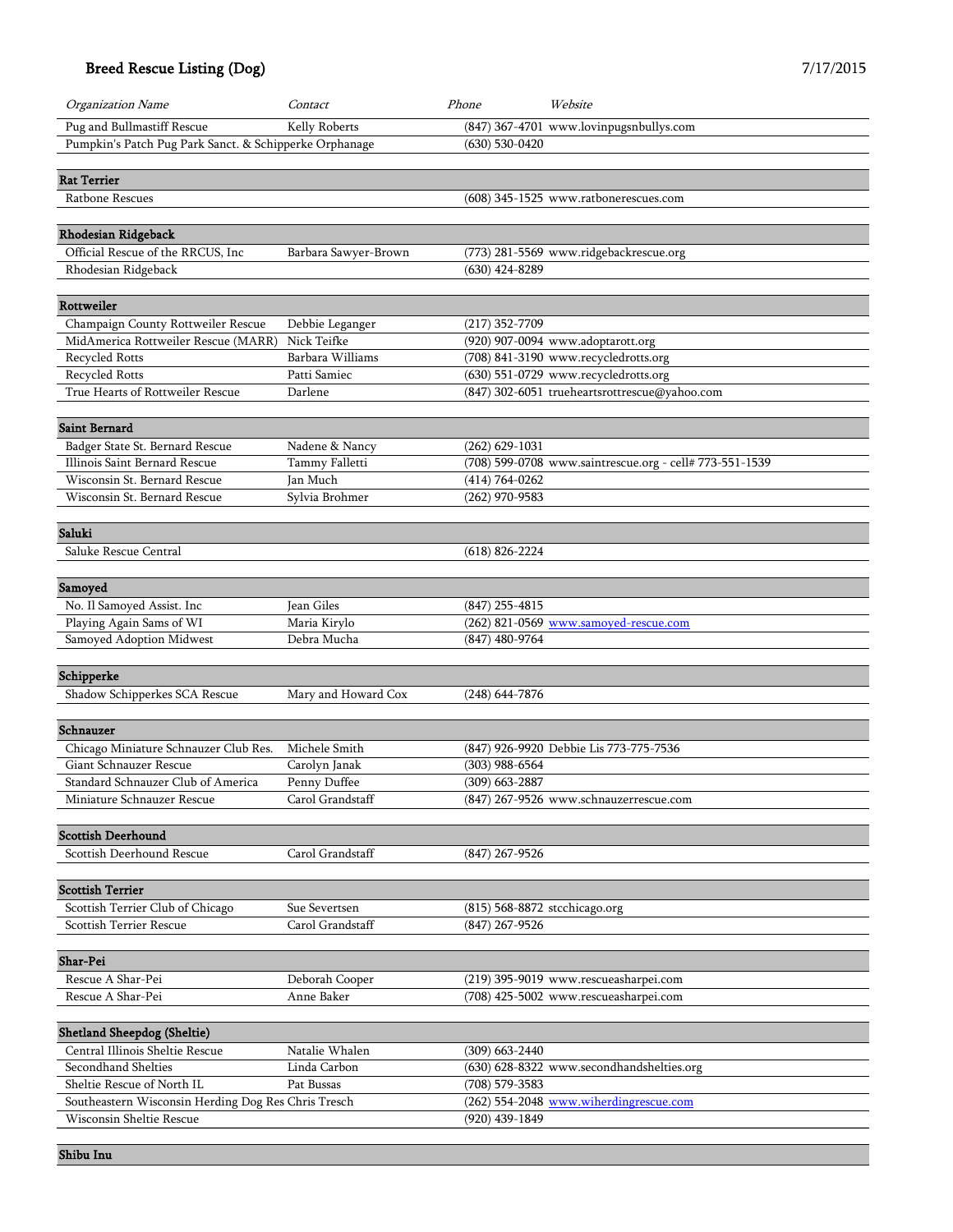## Breed Rescue Listing (Dog)

7/17/2015

| Organization Name | Contact | Phone | Website |
|---|---|---|---|
| Pug and Bullmastiff Rescue | Kelly Roberts | (847) 367-4701 | www.lovinpugsnbullys.com |
| Pumpkin's Patch Pug Park Sanct. & Schipperke Orphanage | | (630) 530-0420 | |
| **Rat Terrier** | | | |
| Ratbone Rescues | | (608) 345-1525 | www.ratbonerescues.com |
| **Rhodesian Ridgeback** | | | |
| Official Rescue of the RRCUS, Inc | Barbara Sawyer-Brown | (773) 281-5569 | www.ridgebackrescue.org |
| Rhodesian Ridgeback | | (630) 424-8289 | |
| **Rottweiler** | | | |
| Champaign County Rottweiler Rescue | Debbie Leganger | (217) 352-7709 | |
| MidAmerica Rottweiler Rescue (MARR) | Nick Teifke | (920) 907-0094 | www.adoptarott.org |
| Recycled Rotts | Barbara Williams | (708) 841-3190 | www.recycledrotts.org |
| Recycled Rotts | Patti Samiec | (630) 551-0729 | www.recycledrotts.org |
| True Hearts of Rottweiler Rescue | Darlene | (847) 302-6051 | trueheartsrottrescue@yahoo.com |
| **Saint Bernard** | | | |
| Badger State St. Bernard Rescue | Nadene & Nancy | (262) 629-1031 | |
| Illinois Saint Bernard Rescue | Tammy Falletti | (708) 599-0708 | www.saintrescue.org - cell# 773-551-1539 |
| Wisconsin St. Bernard Rescue | Jan Much | (414) 764-0262 | |
| Wisconsin St. Bernard Rescue | Sylvia Brohmer | (262) 970-9583 | |
| **Saluki** | | | |
| Saluke Rescue Central | | (618) 826-2224 | |
| **Samoyed** | | | |
| No. Il Samoyed Assist. Inc | Jean Giles | (847) 255-4815 | |
| Playing Again Sams of WI | Maria Kirylo | (262) 821-0569 | www.samoyed-rescue.com |
| Samoyed Adoption Midwest | Debra Mucha | (847) 480-9764 | |
| **Schipperke** | | | |
| Shadow Schipperkes SCA Rescue | Mary and Howard Cox | (248) 644-7876 | |
| **Schnauzer** | | | |
| Chicago Miniature Schnauzer Club Res. | Michele Smith | (847) 926-9920 | Debbie Lis 773-775-7536 |
| Giant Schnauzer Rescue | Carolyn Janak | (303) 988-6564 | |
| Standard Schnauzer Club of America | Penny Duffee | (309) 663-2887 | |
| Miniature Schnauzer Rescue | Carol Grandstaff | (847) 267-9526 | www.schnauzerrescue.com |
| **Scottish Deerhound** | | | |
| Scottish Deerhound Rescue | Carol Grandstaff | (847) 267-9526 | |
| **Scottish Terrier** | | | |
| Scottish Terrier Club of Chicago | Sue Severtsen | (815) 568-8872 | stcchicago.org |
| Scottish Terrier Rescue | Carol Grandstaff | (847) 267-9526 | |
| **Shar-Pei** | | | |
| Rescue A Shar-Pei | Deborah Cooper | (219) 395-9019 | www.rescueasharpei.com |
| Rescue A Shar-Pei | Anne Baker | (708) 425-5002 | www.rescueasharpei.com |
| **Shetland Sheepdog (Sheltie)** | | | |
| Central Illinois Sheltie Rescue | Natalie Whalen | (309) 663-2440 | |
| Secondhand Shelties | Linda Carbon | (630) 628-8322 | www.secondhandshelties.org |
| Sheltie Rescue of North IL | Pat Bussas | (708) 579-3583 | |
| Southeastern Wisconsin Herding Dog Res | Chris Tresch | (262) 554-2048 | www.wiherdingrescue.com |
| Wisconsin Sheltie Rescue | | (920) 439-1849 | |
| **Shibu Inu** | | | |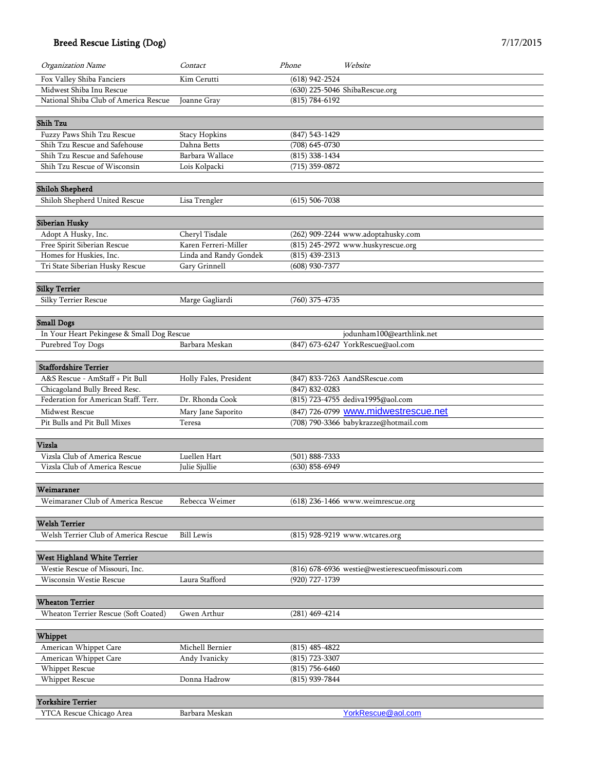## Breed Rescue Listing (Dog)

7/17/2015

| *Organization Name* | *Contact* | *Phone* | *Website* |
|---|---|---|---|
| Fox Valley Shiba Fanciers | Kim Cerutti | (618) 942-2524 | |
| Midwest Shiba Inu Rescue | | (630) 225-5046 | ShibaRescue.org |
| National Shiba Club of America Rescue | Joanne Gray | (815) 784-6192 | |
| **Shih Tzu** | | | |
| Fuzzy Paws Shih Tzu Rescue | Stacy Hopkins | (847) 543-1429 | |
| Shih Tzu Rescue and Safehouse | Dahna Betts | (708) 645-0730 | |
| Shih Tzu Rescue and Safehouse | Barbara Wallace | (815) 338-1434 | |
| Shih Tzu Rescue of Wisconsin | Lois Kolpacki | (715) 359-0872 | |
| **Shiloh Shepherd** | | | |
| Shiloh Shepherd United Rescue | Lisa Trengler | (615) 506-7038 | |
| **Siberian Husky** | | | |
| Adopt A Husky, Inc. | Cheryl Tisdale | (262) 909-2244 | www.adoptahusky.com |
| Free Spirit Siberian Rescue | Karen Ferreri-Miller | (815) 245-2972 | www.huskyrescue.org |
| Homes for Huskies, Inc. | Linda and Randy Gondek | (815) 439-2313 | |
| Tri State Siberian Husky Rescue | Gary Grinnell | (608) 930-7377 | |
| **Silky Terrier** | | | |
| Silky Terrier Rescue | Marge Gagliardi | (760) 375-4735 | |
| **Small Dogs** | | | |
| In Your Heart Pekingese & Small Dog Rescue | | | jodunham100@earthlink.net |
| Purebred Toy Dogs | Barbara Meskan | (847) 673-6247 | YorkRescue@aol.com |
| **Staffordshire Terrier** | | | |
| A&S Rescue - AmStaff + Pit Bull | Holly Fales, President | (847) 833-7263 | AandSRescue.com |
| Chicagoland Bully Breed Resc. | | (847) 832-0283 | |
| Federation for American Staff. Terr. | Dr. Rhonda Cook | (815) 723-4755 | dediva1995@aol.com |
| Midwest Rescue | Mary Jane Saporito | (847) 726-0799 | www.midwestrescue.net |
| Pit Bulls and Pit Bull Mixes | Teresa | (708) 790-3366 | babykrazze@hotmail.com |
| **Vizsla** | | | |
| Vizsla Club of America Rescue | Luellen Hart | (501) 888-7333 | |
| Vizsla Club of America Rescue | Julie Sjullie | (630) 858-6949 | |
| **Weimaraner** | | | |
| Weimaraner Club of America Rescue | Rebecca Weimer | (618) 236-1466 | www.weimrescue.org |
| **Welsh Terrier** | | | |
| Welsh Terrier Club of America Rescue | Bill Lewis | (815) 928-9219 | www.wtcares.org |
| **West Highland White Terrier** | | | |
| Westie Rescue of Missouri, Inc. | | (816) 678-6936 | westie@westierescueofmissouri.com |
| Wisconsin Westie Rescue | Laura Stafford | (920) 727-1739 | |
| **Wheaton Terrier** | | | |
| Wheaton Terrier Rescue (Soft Coated) | Gwen Arthur | (281) 469-4214 | |
| **Whippet** | | | |
| American Whippet Care | Michell Bernier | (815) 485-4822 | |
| American Whippet Care | Andy Ivanicky | (815) 723-3307 | |
| Whippet Rescue | | (815) 756-6460 | |
| Whippet Rescue | Donna Hadrow | (815) 939-7844 | |
| **Yorkshire Terrier** | | | |
| YTCA Rescue Chicago Area | Barbara Meskan | | YorkRescue@aol.com |